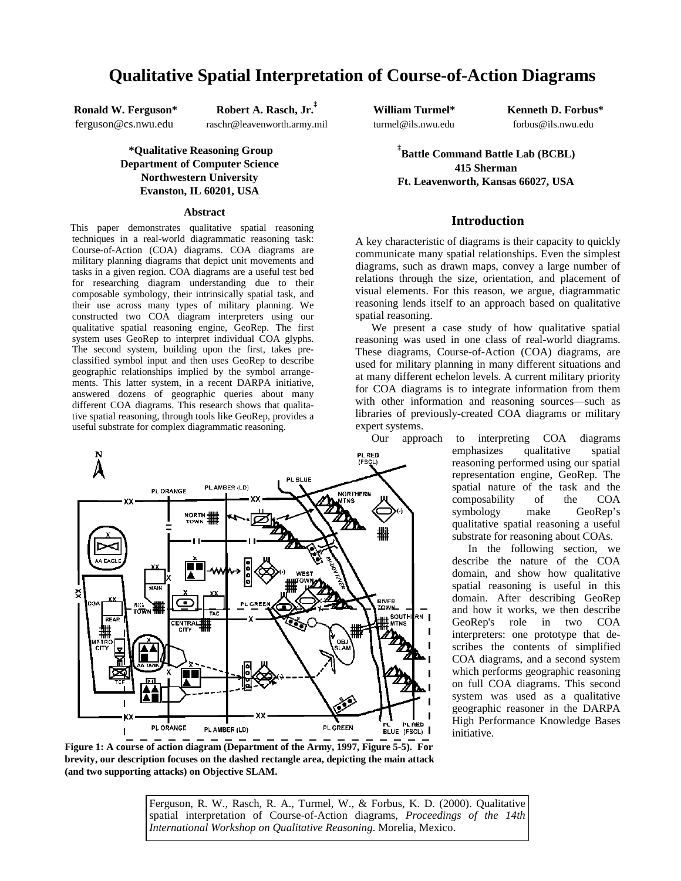# Qualitative Spatial Interpretation of Course-of-Action Diagrams

**Ronald W. Ferguson*** ferguson@cs.nwu.edu

**Robert A. Rasch, Jr.**‡ raschr@leavenworth.army.mil

**William Turmel*** turmel@ils.nwu.edu

**Kenneth D. Forbus*** forbus@ils.nwu.edu

**\*Qualitative Reasoning Group**
**Department of Computer Science**
**Northwestern University**
**Evanston, IL 60201, USA**

**‡Battle Command Battle Lab (BCBL)**
**415 Sherman**
**Ft. Leavenworth, Kansas 66027, USA**

## Abstract

This paper demonstrates qualitative spatial reasoning techniques in a real-world diagrammatic reasoning task: Course-of-Action (COA) diagrams. COA diagrams are military planning diagrams that depict unit movements and tasks in a given region. COA diagrams are a useful test bed for researching diagram understanding due to their composable symbology, their intrinsically spatial task, and their use across many types of military planning. We constructed two COA diagram interpreters using our qualitative spatial reasoning engine, GeoRep. The first system uses GeoRep to interpret individual COA glyphs. The second system, building upon the first, takes pre-classified symbol input and then uses GeoRep to describe geographic relationships implied by the symbol arrangements. This latter system, in a recent DARPA initiative, answered dozens of geographic queries about many different COA diagrams. This research shows that qualitative spatial reasoning, through tools like GeoRep, provides a useful substrate for complex diagrammatic reasoning.

**Figure 1: A course of action diagram (Department of the Army, 1997, Figure 5-5). For brevity, our description focuses on the dashed rectangle area, depicting the main attack (and two supporting attacks) on Objective SLAM.**

## Introduction

A key characteristic of diagrams is their capacity to quickly communicate many spatial relationships. Even the simplest diagrams, such as drawn maps, convey a large number of relations through the size, orientation, and placement of visual elements. For this reason, we argue, diagrammatic reasoning lends itself to an approach based on qualitative spatial reasoning.

We present a case study of how qualitative spatial reasoning was used in one class of real-world diagrams. These diagrams, Course-of-Action (COA) diagrams, are used for military planning in many different situations and at many different echelon levels. A current military priority for COA diagrams is to integrate information from them with other information and reasoning sources—such as libraries of previously-created COA diagrams or military expert systems.

Our approach to interpreting COA diagrams emphasizes qualitative spatial reasoning performed using our spatial representation engine, GeoRep. The spatial nature of the task and the composability of the COA symbology make GeoRep's qualitative spatial reasoning a useful substrate for reasoning about COAs.

In the following section, we describe the nature of the COA domain, and show how qualitative spatial reasoning is useful in this domain. After describing GeoRep and how it works, we then describe GeoRep's role in two COA interpreters: one prototype that describes the contents of simplified COA diagrams, and a second system which performs geographic reasoning on full COA diagrams. This second system was used as a qualitative geographic reasoner in the DARPA High Performance Knowledge Bases initiative.

Ferguson, R. W., Rasch, R. A., Turmel, W., & Forbus, K. D. (2000). Qualitative spatial interpretation of Course-of-Action diagrams, *Proceedings of the 14th International Workshop on Qualitative Reasoning*. Morelia, Mexico.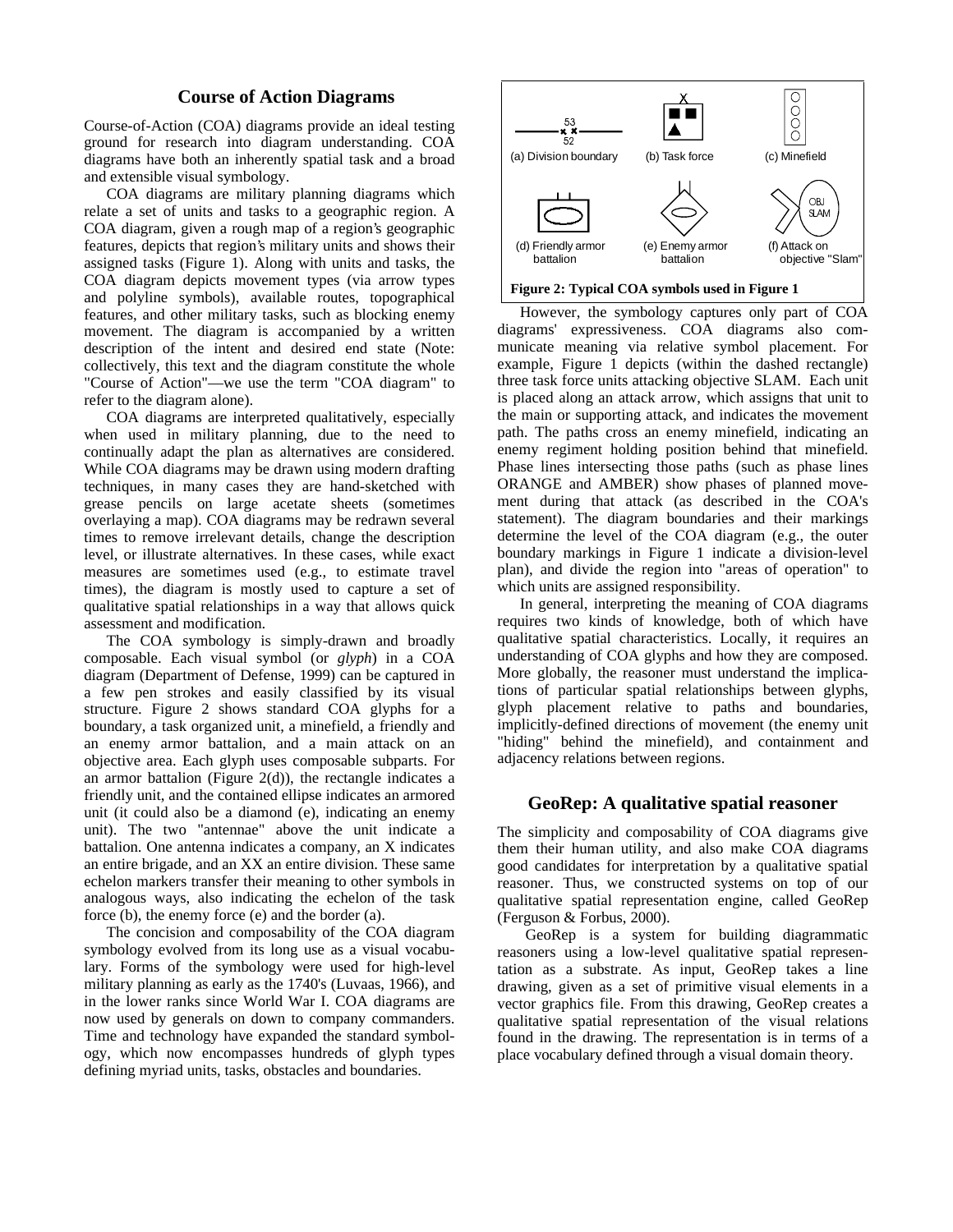## Course of Action Diagrams

Course-of-Action (COA) diagrams provide an ideal testing ground for research into diagram understanding. COA diagrams have both an inherently spatial task and a broad and extensible visual symbology.

COA diagrams are military planning diagrams which relate a set of units and tasks to a geographic region. A COA diagram, given a rough map of a region's geographic features, depicts that region's military units and shows their assigned tasks (Figure 1). Along with units and tasks, the COA diagram depicts movement types (via arrow types and polyline symbols), available routes, topographical features, and other military tasks, such as blocking enemy movement. The diagram is accompanied by a written description of the intent and desired end state (Note: collectively, this text and the diagram constitute the whole "Course of Action"—we use the term "COA diagram" to refer to the diagram alone).

COA diagrams are interpreted qualitatively, especially when used in military planning, due to the need to continually adapt the plan as alternatives are considered. While COA diagrams may be drawn using modern drafting techniques, in many cases they are hand-sketched with grease pencils on large acetate sheets (sometimes overlaying a map). COA diagrams may be redrawn several times to remove irrelevant details, change the description level, or illustrate alternatives. In these cases, while exact measures are sometimes used (e.g., to estimate travel times), the diagram is mostly used to capture a set of qualitative spatial relationships in a way that allows quick assessment and modification.

The COA symbology is simply-drawn and broadly composable. Each visual symbol (or *glyph*) in a COA diagram (Department of Defense, 1999) can be captured in a few pen strokes and easily classified by its visual structure. Figure 2 shows standard COA glyphs for a boundary, a task organized unit, a minefield, a friendly and an enemy armor battalion, and a main attack on an objective area. Each glyph uses composable subparts. For an armor battalion (Figure 2(d)), the rectangle indicates a friendly unit, and the contained ellipse indicates an armored unit (it could also be a diamond (e), indicating an enemy unit). The two "antennae" above the unit indicate a battalion. One antenna indicates a company, an X indicates an entire brigade, and an XX an entire division. These same echelon markers transfer their meaning to other symbols in analogous ways, also indicating the echelon of the task force (b), the enemy force (e) and the border (a).

The concision and composability of the COA diagram symbology evolved from its long use as a visual vocabulary. Forms of the symbology were used for high-level military planning as early as the 1740's (Luvaas, 1966), and in the lower ranks since World War I. COA diagrams are now used by generals on down to company commanders. Time and technology have expanded the standard symbology, which now encompasses hundreds of glyph types defining myriad units, tasks, obstacles and boundaries.

(a) Division boundary (b) Task force (c) Minefield (d) Friendly armor battalion (e) Enemy armor battalion (f) Attack on objective "Slam"

**Figure 2: Typical COA symbols used in Figure 1**

However, the symbology captures only part of COA diagrams' expressiveness. COA diagrams also communicate meaning via relative symbol placement. For example, Figure 1 depicts (within the dashed rectangle) three task force units attacking objective SLAM. Each unit is placed along an attack arrow, which assigns that unit to the main or supporting attack, and indicates the movement path. The paths cross an enemy minefield, indicating an enemy regiment holding position behind that minefield. Phase lines intersecting those paths (such as phase lines ORANGE and AMBER) show phases of planned movement during that attack (as described in the COA's statement). The diagram boundaries and their markings determine the level of the COA diagram (e.g., the outer boundary markings in Figure 1 indicate a division-level plan), and divide the region into "areas of operation" to which units are assigned responsibility.

In general, interpreting the meaning of COA diagrams requires two kinds of knowledge, both of which have qualitative spatial characteristics. Locally, it requires an understanding of COA glyphs and how they are composed. More globally, the reasoner must understand the implications of particular spatial relationships between glyphs, glyph placement relative to paths and boundaries, implicitly-defined directions of movement (the enemy unit "hiding" behind the minefield), and containment and adjacency relations between regions.

## GeoRep: A qualitative spatial reasoner

The simplicity and composability of COA diagrams give them their human utility, and also make COA diagrams good candidates for interpretation by a qualitative spatial reasoner. Thus, we constructed systems on top of our qualitative spatial representation engine, called GeoRep (Ferguson & Forbus, 2000).

GeoRep is a system for building diagrammatic reasoners using a low-level qualitative spatial representation as a substrate. As input, GeoRep takes a line drawing, given as a set of primitive visual elements in a vector graphics file. From this drawing, GeoRep creates a qualitative spatial representation of the visual relations found in the drawing. The representation is in terms of a place vocabulary defined through a visual domain theory.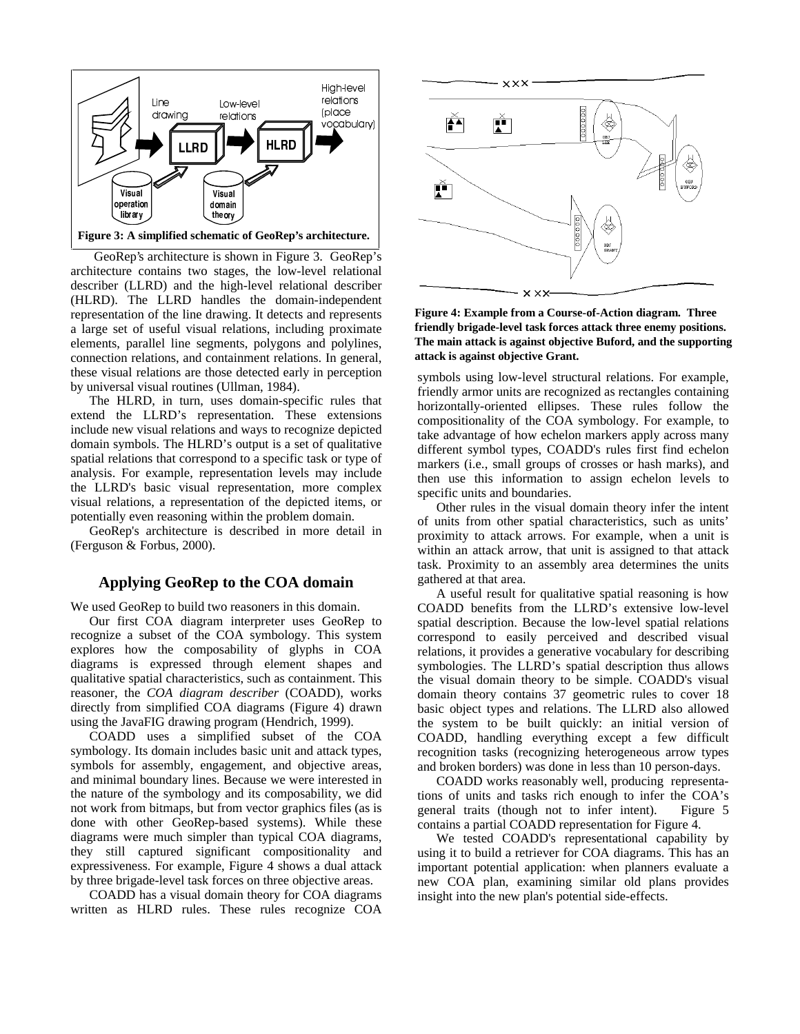Figure 3: A simplified schematic of GeoRep's architecture.

GeoRep's architecture is shown in Figure 3. GeoRep's architecture contains two stages, the low-level relational describer (LLRD) and the high-level relational describer (HLRD). The LLRD handles the domain-independent representation of the line drawing. It detects and represents a large set of useful visual relations, including proximate elements, parallel line segments, polygons and polylines, connection relations, and containment relations. In general, these visual relations are those detected early in perception by universal visual routines (Ullman, 1984).

The HLRD, in turn, uses domain-specific rules that extend the LLRD's representation. These extensions include new visual relations and ways to recognize depicted domain symbols. The HLRD's output is a set of qualitative spatial relations that correspond to a specific task or type of analysis. For example, representation levels may include the LLRD's basic visual representation, more complex visual relations, a representation of the depicted items, or potentially even reasoning within the problem domain.

GeoRep's architecture is described in more detail in (Ferguson & Forbus, 2000).

## Applying GeoRep to the COA domain

We used GeoRep to build two reasoners in this domain.

Our first COA diagram interpreter uses GeoRep to recognize a subset of the COA symbology. This system explores how the composability of glyphs in COA diagrams is expressed through element shapes and qualitative spatial characteristics, such as containment. This reasoner, the *COA diagram describer* (COADD), works directly from simplified COA diagrams (Figure 4) drawn using the JavaFIG drawing program (Hendrich, 1999).

COADD uses a simplified subset of the COA symbology. Its domain includes basic unit and attack types, symbols for assembly, engagement, and objective areas, and minimal boundary lines. Because we were interested in the nature of the symbology and its composability, we did not work from bitmaps, but from vector graphics files (as is done with other GeoRep-based systems). While these diagrams were much simpler than typical COA diagrams, they still captured significant compositionality and expressiveness. For example, Figure 4 shows a dual attack by three brigade-level task forces on three objective areas.

COADD has a visual domain theory for COA diagrams written as HLRD rules. These rules recognize COA symbols using low-level structural relations. For example, friendly armor units are recognized as rectangles containing horizontally-oriented ellipses. These rules follow the compositionality of the COA symbology. For example, to take advantage of how echelon markers apply across many different symbol types, COADD's rules first find echelon markers (i.e., small groups of crosses or hash marks), and then use this information to assign echelon levels to specific units and boundaries.

**Figure 4: Example from a Course-of-Action diagram. Three friendly brigade-level task forces attack three enemy positions. The main attack is against objective Buford, and the supporting attack is against objective Grant.**

Other rules in the visual domain theory infer the intent of units from other spatial characteristics, such as units' proximity to attack arrows. For example, when a unit is within an attack arrow, that unit is assigned to that attack task. Proximity to an assembly area determines the units gathered at that area.

A useful result for qualitative spatial reasoning is how COADD benefits from the LLRD's extensive low-level spatial description. Because the low-level spatial relations correspond to easily perceived and described visual relations, it provides a generative vocabulary for describing symbologies. The LLRD's spatial description thus allows the visual domain theory to be simple. COADD's visual domain theory contains 37 geometric rules to cover 18 basic object types and relations. The LLRD also allowed the system to be built quickly: an initial version of COADD, handling everything except a few difficult recognition tasks (recognizing heterogeneous arrow types and broken borders) was done in less than 10 person-days.

COADD works reasonably well, producing representations of units and tasks rich enough to infer the COA's general traits (though not to infer intent). Figure 5 contains a partial COADD representation for Figure 4.

We tested COADD's representational capability by using it to build a retriever for COA diagrams. This has an important potential application: when planners evaluate a new COA plan, examining similar old plans provides insight into the new plan's potential side-effects.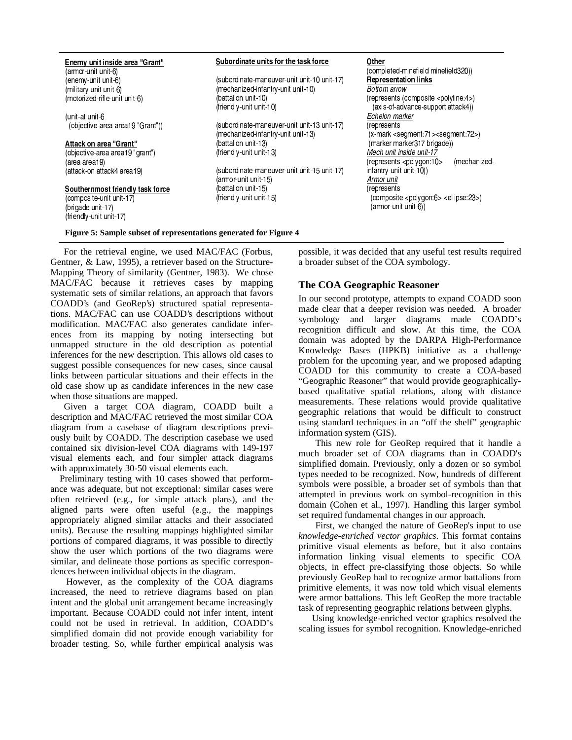**Enemy unit inside area "Grant"**
(armor-unit unit-6)
(enemy-unit unit-6)
(military-unit unit-6)
(motorized-rifle-unit unit-6)

(unit-at unit-6
  (objective-area area19 "Grant"))

**Attack on area "Grant"**
(objective-area area19 "grant")
(area area19)
(attack-on attack4 area19)

**Southernmost friendly task force**
(composite-unit unit-17)
(brigade unit-17)
(friendly-unit unit-17)

**Subordinate units for the task force**

(subordinate-maneuver-unit unit-10 unit-17)
(mechanized-infantry-unit unit-10)
(battalion unit-10)
(friendly-unit unit-10)

(subordinate-maneuver-unit unit-13 unit-17)
(mechanized-infantry-unit unit-13)
(battalion unit-13)
(friendly-unit unit-13)

(subordinate-maneuver-unit unit-15 unit-17)
(armor-unit unit-15)
(battalion unit-15)
(friendly-unit unit-15)

**Other**
(completed-minefield minefield320))
**Representation links**
*Bottom arrow*
(represents (composite <polyline:4>)
  (axis-of-advance-support attack4))
*Echelon marker*
(represents
 (x-mark <segment:71><segment:72>)
 (marker marker317 brigade))
*Mech unit inside unit-17*
(represents <polygon:10> (mechanized-infantry-unit unit-10))
*Armor unit*
(represents
  (composite <polygon:6> <ellipse:23>)
  (armor-unit unit-6))

**Figure 5: Sample subset of representations generated for Figure 4**

For the retrieval engine, we used MAC/FAC (Forbus, Gentner, & Law, 1995), a retriever based on the Structure-Mapping Theory of similarity (Gentner, 1983). We chose MAC/FAC because it retrieves cases by mapping systematic sets of similar relations, an approach that favors COADD's (and GeoRep's) structured spatial representations. MAC/FAC can use COADD's descriptions without modification. MAC/FAC also generates candidate inferences from its mapping by noting intersecting but unmapped structure in the old description as potential inferences for the new description. This allows old cases to suggest possible consequences for new cases, since causal links between particular situations and their effects in the old case show up as candidate inferences in the new case when those situations are mapped.

Given a target COA diagram, COADD built a description and MAC/FAC retrieved the most similar COA diagram from a casebase of diagram descriptions previously built by COADD. The description casebase we used contained six division-level COA diagrams with 149-197 visual elements each, and four simpler attack diagrams with approximately 30-50 visual elements each.

Preliminary testing with 10 cases showed that performance was adequate, but not exceptional: similar cases were often retrieved (e.g., for simple attack plans), and the aligned parts were often useful (e.g., the mappings appropriately aligned similar attacks and their associated units). Because the resulting mappings highlighted similar portions of compared diagrams, it was possible to directly show the user which portions of the two diagrams were similar, and delineate those portions as specific correspondences between individual objects in the diagram.

However, as the complexity of the COA diagrams increased, the need to retrieve diagrams based on plan intent and the global unit arrangement became increasingly important. Because COADD could not infer intent, intent could not be used in retrieval. In addition, COADD's simplified domain did not provide enough variability for broader testing. So, while further empirical analysis was possible, it was decided that any useful test results required a broader subset of the COA symbology.

## The COA Geographic Reasoner

In our second prototype, attempts to expand COADD soon made clear that a deeper revision was needed. A broader symbology and larger diagrams made COADD's recognition difficult and slow. At this time, the COA domain was adopted by the DARPA High-Performance Knowledge Bases (HPKB) initiative as a challenge problem for the upcoming year, and we proposed adapting COADD for this community to create a COA-based "Geographic Reasoner" that would provide geographically-based qualitative spatial relations, along with distance measurements. These relations would provide qualitative geographic relations that would be difficult to construct using standard techniques in an "off the shelf" geographic information system (GIS).

This new role for GeoRep required that it handle a much broader set of COA diagrams than in COADD's simplified domain. Previously, only a dozen or so symbol types needed to be recognized. Now, hundreds of different symbols were possible, a broader set of symbols than that attempted in previous work on symbol-recognition in this domain (Cohen et al., 1997). Handling this larger symbol set required fundamental changes in our approach.

First, we changed the nature of GeoRep's input to use *knowledge-enriched vector graphics*. This format contains primitive visual elements as before, but it also contains information linking visual elements to specific COA objects, in effect pre-classifying those objects. So while previously GeoRep had to recognize armor battalions from primitive elements, it was now told which visual elements were armor battalions. This left GeoRep the more tractable task of representing geographic relations between glyphs.

Using knowledge-enriched vector graphics resolved the scaling issues for symbol recognition. Knowledge-enriched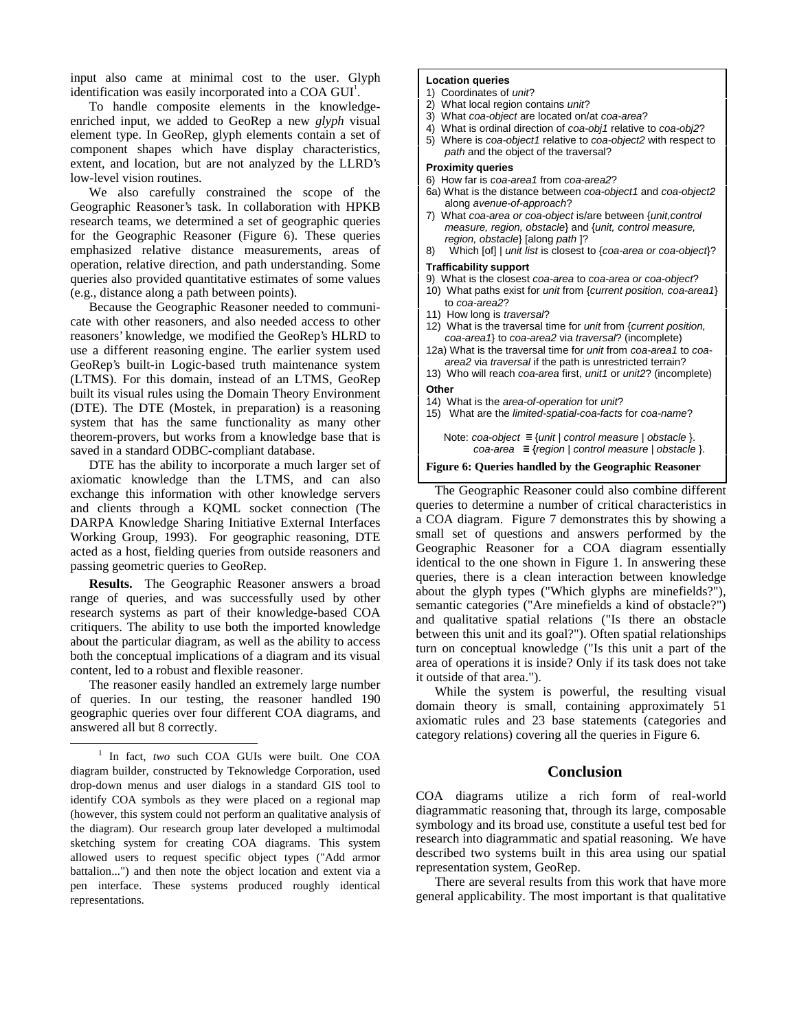input also came at minimal cost to the user. Glyph identification was easily incorporated into a COA GUI[1].

To handle composite elements in the knowledge-enriched input, we added to GeoRep a new *glyph* visual element type. In GeoRep, glyph elements contain a set of component shapes which have display characteristics, extent, and location, but are not analyzed by the LLRD's low-level vision routines.

We also carefully constrained the scope of the Geographic Reasoner's task. In collaboration with HPKB research teams, we determined a set of geographic queries for the Geographic Reasoner (Figure 6). These queries emphasized relative distance measurements, areas of operation, relative direction, and path understanding. Some queries also provided quantitative estimates of some values (e.g., distance along a path between points).

Because the Geographic Reasoner needed to communicate with other reasoners, and also needed access to other reasoners' knowledge, we modified the GeoRep's HLRD to use a different reasoning engine. The earlier system used GeoRep's built-in Logic-based truth maintenance system (LTMS). For this domain, instead of an LTMS, GeoRep built its visual rules using the Domain Theory Environment (DTE). The DTE (Mostek, in preparation) is a reasoning system that has the same functionality as many other theorem-provers, but works from a knowledge base that is saved in a standard ODBC-compliant database.

DTE has the ability to incorporate a much larger set of axiomatic knowledge than the LTMS, and can also exchange this information with other knowledge servers and clients through a KQML socket connection (The DARPA Knowledge Sharing Initiative External Interfaces Working Group, 1993). For geographic reasoning, DTE acted as a host, fielding queries from outside reasoners and passing geometric queries to GeoRep.

**Results.** The Geographic Reasoner answers a broad range of queries, and was successfully used by other research systems as part of their knowledge-based COA critiquers. The ability to use both the imported knowledge about the particular diagram, as well as the ability to access both the conceptual implications of a diagram and its visual content, led to a robust and flexible reasoner.

The reasoner easily handled an extremely large number of queries. In our testing, the reasoner handled 190 geographic queries over four different COA diagrams, and answered all but 8 correctly.

[1] In fact, *two* such COA GUIs were built. One COA diagram builder, constructed by Teknowledge Corporation, used drop-down menus and user dialogs in a standard GIS tool to identify COA symbols as they were placed on a regional map (however, this system could not perform an qualitative analysis of the diagram). Our research group later developed a multimodal sketching system for creating COA diagrams. This system allowed users to request specific object types ("Add armor battalion...") and then note the object location and extent via a pen interface. These systems produced roughly identical representations.

**Location queries**

1) Coordinates of *unit*?
2) What local region contains *unit*?
3) What *coa-object* are located on/at *coa-area*?
4) What is ordinal direction of *coa-obj1* relative to *coa-obj2*?
5) Where is *coa-object1* relative to *coa-object2* with respect to *path* and the object of the traversal?

**Proximity queries**

6) How far is *coa-area1* from *coa-area2*?
6a) What is the distance between *coa-object1* and *coa-object2* along *avenue-of-approach*?
7) What *coa-area or coa-object* is/are between {*unit,control measure, region, obstacle*} and {*unit, control measure, region, obstacle*} [along *path* ]?
8) Which [of] | *unit list* is closest to {*coa-area or coa-object*}?

**Trafficability support**

9) What is the closest *coa-area* to *coa-area or coa-object*?
10) What paths exist for *unit* from {*current position, coa-area1*} to *coa-area2*?
11) How long is *traversal*?
12) What is the traversal time for *unit* from {*current position, coa-area1*} to *coa-area2* via *traversal*? (incomplete)
12a) What is the traversal time for *unit* from *coa-area1* to *coa-area2* via *traversal* if the path is unrestricted terrain?
13) Who will reach *coa-area* first, *unit1* or *unit2*? (incomplete)

**Other**

14) What is the *area-of-operation* for *unit*?
15) What are the *limited-spatial-coa-facts* for *coa-name*?

Note: *coa-object* ≡ {*unit* | *control measure* | *obstacle* }.
*coa-area* ≡ {*region* | *control measure* | *obstacle* }.

**Figure 6: Queries handled by the Geographic Reasoner**

The Geographic Reasoner could also combine different queries to determine a number of critical characteristics in a COA diagram. Figure 7 demonstrates this by showing a small set of questions and answers performed by the Geographic Reasoner for a COA diagram essentially identical to the one shown in Figure 1. In answering these queries, there is a clean interaction between knowledge about the glyph types ("Which glyphs are minefields?"), semantic categories ("Are minefields a kind of obstacle?") and qualitative spatial relations ("Is there an obstacle between this unit and its goal?"). Often spatial relationships turn on conceptual knowledge ("Is this unit a part of the area of operations it is inside? Only if its task does not take it outside of that area.").

While the system is powerful, the resulting visual domain theory is small, containing approximately 51 axiomatic rules and 23 base statements (categories and category relations) covering all the queries in Figure 6.

## Conclusion

COA diagrams utilize a rich form of real-world diagrammatic reasoning that, through its large, composable symbology and its broad use, constitute a useful test bed for research into diagrammatic and spatial reasoning. We have described two systems built in this area using our spatial representation system, GeoRep.

There are several results from this work that have more general applicability. The most important is that qualitative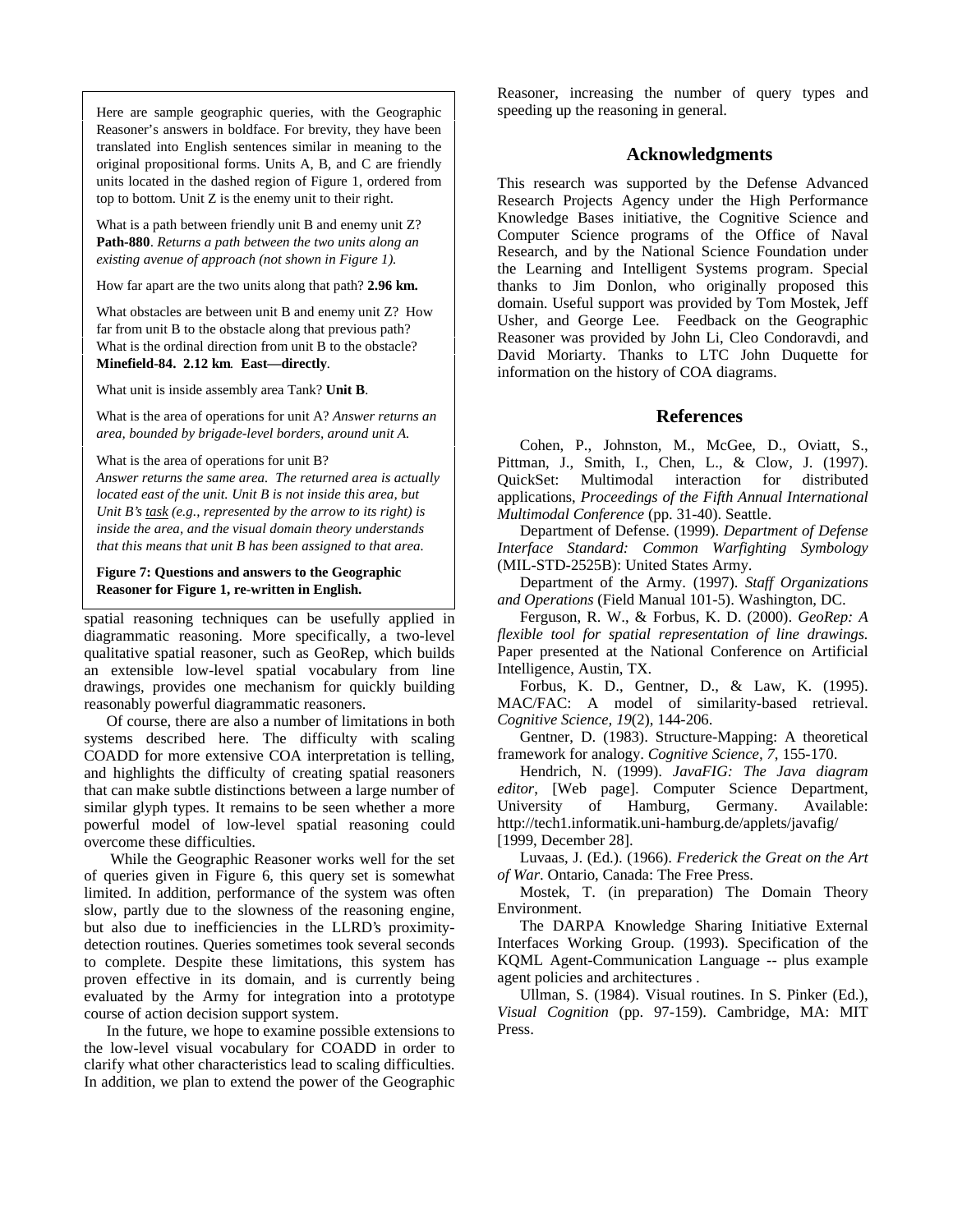Here are sample geographic queries, with the Geographic Reasoner's answers in boldface. For brevity, they have been translated into English sentences similar in meaning to the original propositional forms. Units A, B, and C are friendly units located in the dashed region of Figure 1, ordered from top to bottom. Unit Z is the enemy unit to their right.

What is a path between friendly unit B and enemy unit Z? **Path-880**. *Returns a path between the two units along an existing avenue of approach (not shown in Figure 1).*

How far apart are the two units along that path? **2.96 km.**

What obstacles are between unit B and enemy unit Z? How far from unit B to the obstacle along that previous path? What is the ordinal direction from unit B to the obstacle? **Minefield-84. 2.12 km**. **East—directly**.

What unit is inside assembly area Tank? **Unit B**.

What is the area of operations for unit A? *Answer returns an area, bounded by brigade-level borders, around unit A.*

What is the area of operations for unit B?
*Answer returns the same area. The returned area is actually located east of the unit. Unit B is not inside this area, but Unit B's task (e.g., represented by the arrow to its right) is inside the area, and the visual domain theory understands that this means that unit B has been assigned to that area.*

**Figure 7: Questions and answers to the Geographic Reasoner for Figure 1, re-written in English.**

spatial reasoning techniques can be usefully applied in diagrammatic reasoning. More specifically, a two-level qualitative spatial reasoner, such as GeoRep, which builds an extensible low-level spatial vocabulary from line drawings, provides one mechanism for quickly building reasonably powerful diagrammatic reasoners.

Of course, there are also a number of limitations in both systems described here. The difficulty with scaling COADD for more extensive COA interpretation is telling, and highlights the difficulty of creating spatial reasoners that can make subtle distinctions between a large number of similar glyph types. It remains to be seen whether a more powerful model of low-level spatial reasoning could overcome these difficulties.

While the Geographic Reasoner works well for the set of queries given in Figure 6, this query set is somewhat limited. In addition, performance of the system was often slow, partly due to the slowness of the reasoning engine, but also due to inefficiencies in the LLRD's proximity-detection routines. Queries sometimes took several seconds to complete. Despite these limitations, this system has proven effective in its domain, and is currently being evaluated by the Army for integration into a prototype course of action decision support system.

In the future, we hope to examine possible extensions to the low-level visual vocabulary for COADD in order to clarify what other characteristics lead to scaling difficulties. In addition, we plan to extend the power of the Geographic Reasoner, increasing the number of query types and speeding up the reasoning in general.

## Acknowledgments

This research was supported by the Defense Advanced Research Projects Agency under the High Performance Knowledge Bases initiative, the Cognitive Science and Computer Science programs of the Office of Naval Research, and by the National Science Foundation under the Learning and Intelligent Systems program. Special thanks to Jim Donlon, who originally proposed this domain. Useful support was provided by Tom Mostek, Jeff Usher, and George Lee. Feedback on the Geographic Reasoner was provided by John Li, Cleo Condoravdi, and David Moriarty. Thanks to LTC John Duquette for information on the history of COA diagrams.

## References

Cohen, P., Johnston, M., McGee, D., Oviatt, S., Pittman, J., Smith, I., Chen, L., & Clow, J. (1997). QuickSet: Multimodal interaction for distributed applications, *Proceedings of the Fifth Annual International Multimodal Conference* (pp. 31-40). Seattle.

Department of Defense. (1999). *Department of Defense Interface Standard: Common Warfighting Symbology* (MIL-STD-2525B): United States Army.

Department of the Army. (1997). *Staff Organizations and Operations* (Field Manual 101-5). Washington, DC.

Ferguson, R. W., & Forbus, K. D. (2000). *GeoRep: A flexible tool for spatial representation of line drawings.* Paper presented at the National Conference on Artificial Intelligence, Austin, TX.

Forbus, K. D., Gentner, D., & Law, K. (1995). MAC/FAC: A model of similarity-based retrieval. *Cognitive Science, 19*(2), 144-206.

Gentner, D. (1983). Structure-Mapping: A theoretical framework for analogy. *Cognitive Science, 7*, 155-170.

Hendrich, N. (1999). *JavaFIG: The Java diagram editor*, [Web page]. Computer Science Department, University of Hamburg, Germany. Available: http://tech1.informatik.uni-hamburg.de/applets/javafig/ [1999, December 28].

Luvaas, J. (Ed.). (1966). *Frederick the Great on the Art of War*. Ontario, Canada: The Free Press.

Mostek, T. (in preparation) The Domain Theory Environment.

The DARPA Knowledge Sharing Initiative External Interfaces Working Group. (1993). Specification of the KQML Agent-Communication Language -- plus example agent policies and architectures .

Ullman, S. (1984). Visual routines. In S. Pinker (Ed.), *Visual Cognition* (pp. 97-159). Cambridge, MA: MIT Press.